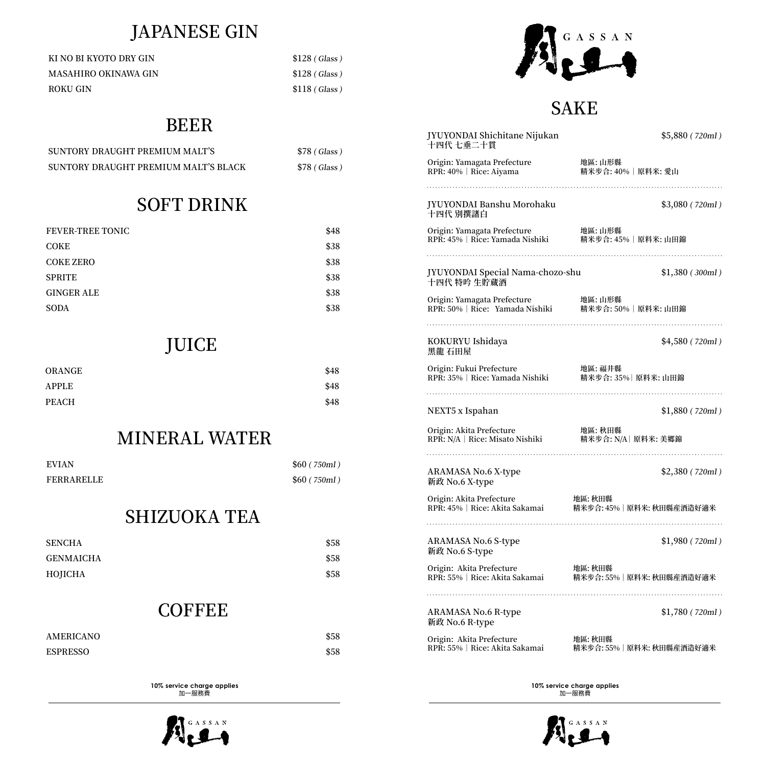## JAPANESE GIN

| | |
|---|---|
| KI NO BI KYOTO DRY GIN | $128 *( Glass )* |
| MASAHIRO OKINAWA GIN | $128 *( Glass )* |
| ROKU GIN | $118 *( Glass )* |

## BEER

| | |
|---|---|
| SUNTORY DRAUGHT PREMIUM MALT'S | $78 *( Glass )* |
| SUNTORY DRAUGHT PREMIUM MALT'S BLACK | $78 *( Glass )* |

## SOFT DRINK

| | |
|---|---|
| FEVER-TREE TONIC | $48 |
| COKE | $38 |
| COKE ZERO | $38 |
| SPRITE | $38 |
| GINGER ALE | $38 |
| SODA | $38 |

## JUICE

| | |
|---|---|
| ORANGE | $48 |
| APPLE | $48 |
| PEACH | $48 |

## MINERAL WATER

| | |
|---|---|
| EVIAN | $60 *( 750ml )* |
| FERRARELLE | $60 *( 750ml )* |

## SHIZUOKA TEA

| | |
|---|---|
| SENCHA | $58 |
| GENMAICHA | $58 |
| HOJICHA | $58 |

## COFFEE

| | |
|---|---|
| AMERICANO | $58 |
| ESPRESSO | $58 |

**10% service charge applies**
加一服務費

GASSAN

## SAKE

**JYUYONDAI Shichitane Nijukan** — $5,880 *( 720ml )*
十四代 七垂二十貫

Origin: Yamagata Prefecture
RPR: 40%｜Rice: Aiyama

地區: 山形縣
精米步合: 40%｜原料米: 愛山

---

**JYUYONDAI Banshu Morohaku** — $3,080 *( 720ml )*
十四代 別撰諸白

Origin: Yamagata Prefecture
RPR: 45%｜Rice: Yamada Nishiki

地區: 山形縣
精米步合: 45%｜原料米: 山田錦

---

**JYUYONDAI Special Nama-chozo-shu** — $1,380 *( 300ml )*
十四代 特吟 生貯蔵酒

Origin: Yamagata Prefecture
RPR: 50%｜Rice: Yamada Nishiki

地區: 山形縣
精米步合: 50%｜原料米: 山田錦

---

**KOKURYU Ishidaya** — $4,580 *( 720ml )*
黑龍 石田屋

Origin: Fukui Prefecture
RPR: 35%｜Rice: Yamada Nishiki

地區: 福井縣
精米步合: 35%｜原料米: 山田錦

---

**NEXT5 x Ispahan** — $1,880 *( 720ml )*

Origin: Akita Prefecture
RPR: N/A｜Rice: Misato Nishiki

地區: 秋田縣
精米步合: N/A｜原料米: 美郷錦

---

**ARAMASA No.6 X-type** — $2,380 *( 720ml )*
新政 No.6 X-type

Origin: Akita Prefecture
RPR: 45%｜Rice: Akita Sakamai

地區: 秋田縣
精米步合: 45%｜原料米: 秋田縣産酒造好適米

---

**ARAMASA No.6 S-type** — $1,980 *( 720ml )*
新政 No.6 S-type

Origin: Akita Prefecture
RPR: 55%｜Rice: Akita Sakamai

地區: 秋田縣
精米步合: 55%｜原料米: 秋田縣産酒造好適米

---

**ARAMASA No.6 R-type** — $1,780 *( 720ml )*
新政 No.6 R-type

Origin: Akita Prefecture
RPR: 55%｜Rice: Akita Sakamai

地區: 秋田縣
精米步合: 55%｜原料米: 秋田縣産酒造好適米

**10% service charge applies**
加一服務費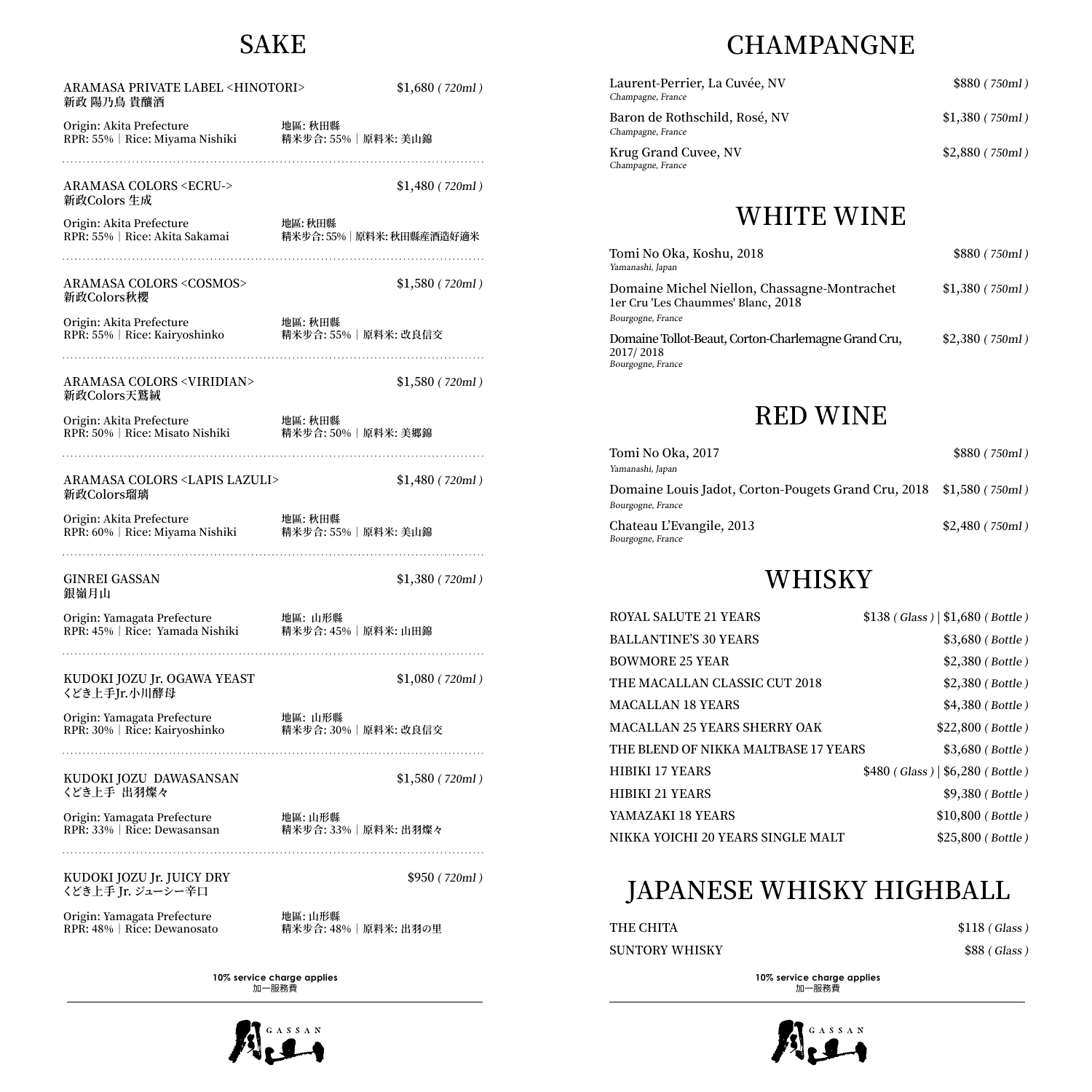# SAKE

**ARAMASA PRIVATE LABEL <HINOTORI>** — $1,680 *(720ml)*
新政 陽乃鳥 貴釀酒

Origin: Akita Prefecture | 地區: 秋田縣
RPR: 55% | Rice: Miyama Nishiki | 精米步合: 55% | 原料米: 美山錦

---

**ARAMASA COLORS <ECRU->** — $1,480 *(720ml)*
新政Colors 生成

Origin: Akita Prefecture | 地區: 秋田縣
RPR: 55% | Rice: Akita Sakamai | 精米步合: 55% | 原料米: 秋田縣産酒造好適米

---

**ARAMASA COLORS <COSMOS>** — $1,580 *(720ml)*
新政Colors秋櫻

Origin: Akita Prefecture | 地區: 秋田縣
RPR: 55% | Rice: Kairyoshinko | 精米步合: 55% | 原料米: 改良信交

---

**ARAMASA COLORS <VIRIDIAN>** — $1,580 *(720ml)*
新政Colors天鵞絨

Origin: Akita Prefecture | 地區: 秋田縣
RPR: 50% | Rice: Misato Nishiki | 精米步合: 50% | 原料米: 美郷錦

---

**ARAMASA COLORS <LAPIS LAZULI>** — $1,480 *(720ml)*
新政Colors瑠璃

Origin: Akita Prefecture | 地區: 秋田縣
RPR: 60% | Rice: Miyama Nishiki | 精米步合: 55% | 原料米: 美山錦

---

**GINREI GASSAN** — $1,380 *(720ml)*
銀嶺月山

Origin: Yamagata Prefecture | 地區: 山形縣
RPR: 45% | Rice: Yamada Nishiki | 精米步合: 45% | 原料米: 山田錦

---

**KUDOKI JOZU Jr. OGAWA YEAST** — $1,080 *(720ml)*
くどき上手Jr.小川酵母

Origin: Yamagata Prefecture | 地區: 山形縣
RPR: 30% | Rice: Kairyoshinko | 精米步合: 30% | 原料米: 改良信交

---

**KUDOKI JOZU DAWASANSAN** — $1,580 *(720ml)*
くどき上手 出羽燦々

Origin: Yamagata Prefecture | 地區: 山形縣
RPR: 33% | Rice: Dewasansan | 精米步合: 33% | 原料米: 出羽燦々

---

**KUDOKI JOZU Jr. JUICY DRY** — $950 *(720ml)*
くどき上手 Jr. ジューシー辛口

Origin: Yamagata Prefecture | 地區: 山形縣
RPR: 48% | Rice: Dewanosato | 精米步合: 48% | 原料米: 出羽の里

**10% service charge applies**
加一服務費

# CHAMPANGNE

| Item | Price |
|---|---|
| Laurent-Perrier, La Cuvée, NV<br>*Champagne, France* | $880 *(750ml)* |
| Baron de Rothschild, Rosé, NV<br>*Champagne, France* | $1,380 *(750ml)* |
| Krug Grand Cuvee, NV<br>*Champagne, France* | $2,880 *(750ml)* |

# WHITE WINE

| Item | Price |
|---|---|
| Tomi No Oka, Koshu, 2018<br>*Yamanashi, Japan* | $880 *(750ml)* |
| Domaine Michel Niellon, Chassagne-Montrachet 1er Cru 'Les Chaummes' Blanc, 2018<br>*Bourgogne, France* | $1,380 *(750ml)* |
| Domaine Tollot-Beaut, Corton-Charlemagne Grand Cru, 2017/ 2018<br>*Bourgogne, France* | $2,380 *(750ml)* |

# RED WINE

| Item | Price |
|---|---|
| Tomi No Oka, 2017<br>*Yamanashi, Japan* | $880 *(750ml)* |
| Domaine Louis Jadot, Corton-Pougets Grand Cru, 2018<br>*Bourgogne, France* | $1,580 *(750ml)* |
| Chateau L'Evangile, 2013<br>*Bourgogne, France* | $2,480 *(750ml)* |

# WHISKY

| Item | Price |
|---|---|
| ROYAL SALUTE 21 YEARS | $138 *(Glass)* \| $1,680 *(Bottle)* |
| BALLANTINE'S 30 YEARS | $3,680 *(Bottle)* |
| BOWMORE 25 YEAR | $2,380 *(Bottle)* |
| THE MACALLAN CLASSIC CUT 2018 | $2,380 *(Bottle)* |
| MACALLAN 18 YEARS | $4,380 *(Bottle)* |
| MACALLAN 25 YEARS SHERRY OAK | $22,800 *(Bottle)* |
| THE BLEND OF NIKKA MALTBASE 17 YEARS | $3,680 *(Bottle)* |
| HIBIKI 17 YEARS | $480 *(Glass)* \| $6,280 *(Bottle)* |
| HIBIKI 21 YEARS | $9,380 *(Bottle)* |
| YAMAZAKI 18 YEARS | $10,800 *(Bottle)* |
| NIKKA YOICHI 20 YEARS SINGLE MALT | $25,800 *(Bottle)* |

# JAPANESE WHISKY HIGHBALL

| Item | Price |
|---|---|
| THE CHITA | $118 *(Glass)* |
| SUNTORY WHISKY | $88 *(Glass)* |

**10% service charge applies**
加一服務費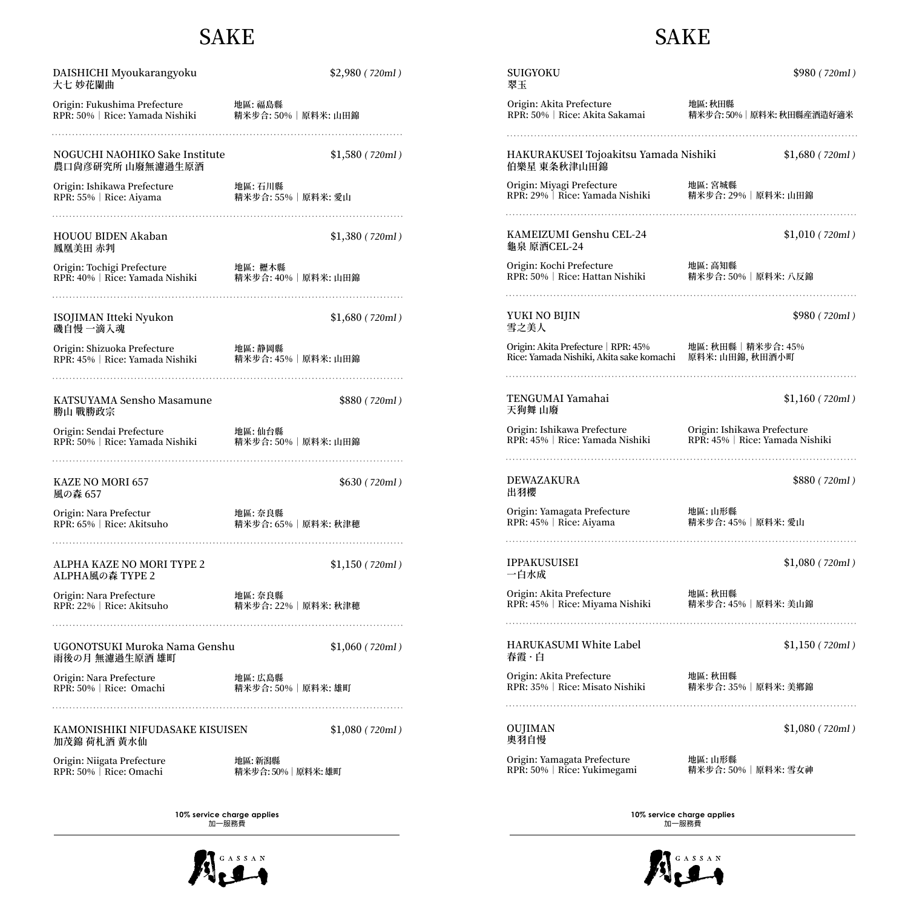# SAKE

DAISHICHI Myoukarangyoku
大七 妙花闌曲
$2,980 *( 720ml )*

Origin: Fukushima Prefecture
RPR: 50%｜Rice: Yamada Nishiki

地區: 福島縣
精米步合: 50%｜原料米: 山田錦

---

NOGUCHI NAOHIKO Sake Institute
農口尚彦研究所 山廢無濾過生原酒
$1,580 *( 720ml )*

Origin: Ishikawa Prefecture
RPR: 55%｜Rice: Aiyama

地區: 石川縣
精米步合: 55%｜原料米: 愛山

---

HOUOU BIDEN Akaban
鳳凰美田 赤判
$1,380 *( 720ml )*

Origin: Tochigi Prefecture
RPR: 40%｜Rice: Yamada Nishiki

地區: 櫪木縣
精米步合: 40%｜原料米: 山田錦

---

ISOJIMAN Itteki Nyukon
磯自慢 一滴入魂
$1,680 *( 720ml )*

Origin: Shizuoka Prefecture
RPR: 45%｜Rice: Yamada Nishiki

地區: 靜岡縣
精米步合: 45%｜原料米: 山田錦

---

KATSUYAMA Sensho Masamune
勝山 戰勝政宗
$880 *( 720ml )*

Origin: Sendai Prefecture
RPR: 50%｜Rice: Yamada Nishiki

地區: 仙台縣
精米步合: 50%｜原料米: 山田錦

---

KAZE NO MORI 657
風の森 657
$630 *( 720ml )*

Origin: Nara Prefectur
RPR: 65%｜Rice: Akitsuho

地區: 奈良縣
精米步合: 65%｜原料米: 秋津穗

---

ALPHA KAZE NO MORI TYPE 2
ALPHA風の森 TYPE 2
$1,150 *( 720ml )*

Origin: Nara Prefecture
RPR: 22%｜Rice: Akitsuho

地區: 奈良縣
精米步合: 22%｜原料米: 秋津穗

---

UGONOTSUKI Muroka Nama Genshu
雨後の月 無濾過生原酒 雄町
$1,060 *( 720ml )*

Origin: Nara Prefecture
RPR: 50%｜Rice: Omachi

地區: 広島縣
精米步合: 50%｜原料米: 雄町

---

KAMONISHIKI NIFUDASAKE KISUISEN
加茂錦 荷札酒 黃水仙
$1,080 *( 720ml )*

Origin: Niigata Prefecture
RPR: 50%｜Rice: Omachi

地區: 新潟縣
精米步合:50%｜原料米: 雄町

**10% service charge applies**
加一服務費

# SAKE

SUIGYOKU
翠玉
$980 *( 720ml )*

Origin: Akita Prefecture
RPR: 50%｜Rice: Akita Sakamai

地區: 秋田縣
精米步合: 50%｜原料米: 秋田縣產酒造好適米

---

HAKURAKUSEI Tojoakitsu Yamada Nishiki
伯樂星 東条秋津山田錦
$1,680 *( 720ml )*

Origin: Miyagi Prefecture
RPR: 29%｜Rice: Yamada Nishiki

地區: 宮城縣
精米步合: 29%｜原料米: 山田錦

---

KAMEIZUMI Genshu CEL-24
龜泉 原酒CEL-24
$1,010 *( 720ml )*

Origin: Kochi Prefecture
RPR: 50%｜Rice: Hattan Nishiki

地區: 高知縣
精米步合: 50%｜原料米: 八反錦

---

YUKI NO BIJIN
雪之美人
$980 *( 720ml )*

Origin: Akita Prefecture｜RPR: 45%
Rice: Yamada Nishiki, Akita sake komachi

地區: 秋田縣｜精米步合: 45%
原料米: 山田錦, 秋田酒小町

---

TENGUMAI Yamahai
天狗舞 山廢
$1,160 *( 720ml )*

Origin: Ishikawa Prefecture
RPR: 45%｜Rice: Yamada Nishiki

Origin: Ishikawa Prefecture
RPR: 45%｜Rice: Yamada Nishiki

---

DEWAZAKURA
出羽櫻
$880 *( 720ml )*

Origin: Yamagata Prefecture
RPR: 45%｜Rice: Aiyama

地區: 山形縣
精米步合: 45%｜原料米: 愛山

---

IPPAKUSUISEI
一白水成
$1,080 *( 720ml )*

Origin: Akita Prefecture
RPR: 45%｜Rice: Miyama Nishiki

地區: 秋田縣
精米步合: 45%｜原料米: 美山錦

---

HARUKASUMI White Label
春霞・白
$1,150 *( 720ml )*

Origin: Akita Prefecture
RPR: 35%｜Rice: Misato Nishiki

地區: 秋田縣
精米步合: 35%｜原料米: 美鄉錦

---

OUJIMAN
奧羽自慢
$1,080 *( 720ml )*

Origin: Yamagata Prefecture
RPR: 50%｜Rice: Yukimegami

地區: 山形縣
精米步合: 50%｜原料米: 雪女神

**10% service charge applies**
加一服務費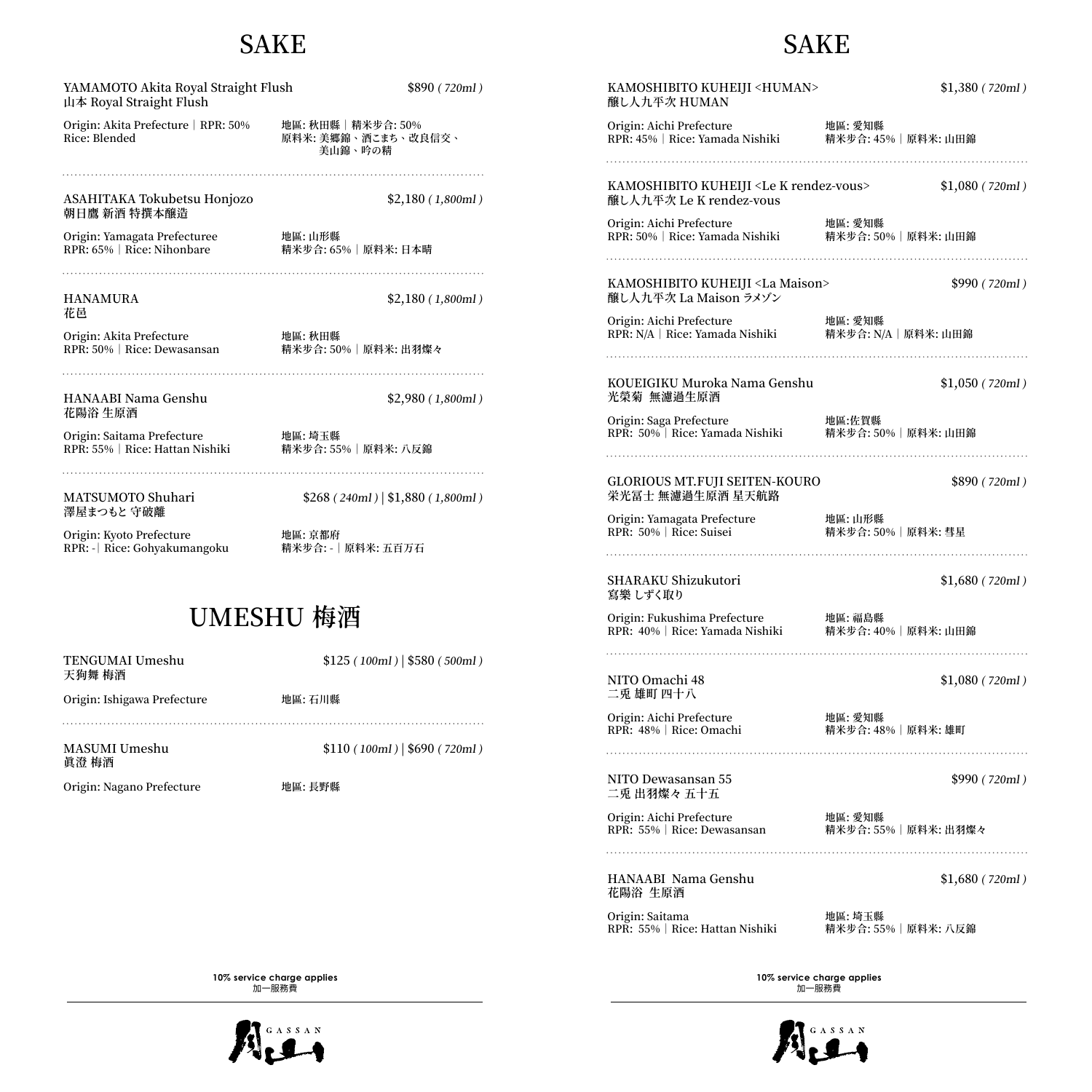# SAKE

YAMAMOTO Akita Royal Straight Flush — $890 *( 720ml )*
山本 Royal Straight Flush

Origin: Akita Prefecture｜RPR: 50%
Rice: Blended
地區: 秋田縣｜精米步合: 50%
原料米: 美鄉錦、酒こまち、改良信交、美山錦、吟の精

---

ASAHITAKA Tokubetsu Honjozo — $2,180 *( 1,800ml )*
朝日鷹 新酒 特撰本醸造

Origin: Yamagata Prefecturee
RPR: 65%｜Rice: Nihonbare
地區: 山形縣
精米步合: 65%｜原料米: 日本晴

---

HANAMURA — $2,180 *( 1,800ml )*
花邑

Origin: Akita Prefecture
RPR: 50%｜Rice: Dewasansan
地區: 秋田縣
精米步合: 50%｜原料米: 出羽燦々

---

HANAABI Nama Genshu — $2,980 *( 1,800ml )*
花陽浴 生原酒

Origin: Saitama Prefecture
RPR: 55%｜Rice: Hattan Nishiki
地區: 埼玉縣
精米步合: 55%｜原料米: 八反錦

---

MATSUMOTO Shuhari — $268 *( 240ml )* | $1,880 *( 1,800ml )*
澤屋まつもと 守破離

Origin: Kyoto Prefecture
RPR: -｜Rice: Gohyakumangoku
地區: 京都府
精米步合: -｜原料米: 五百万石

# UMESHU 梅酒

TENGUMAI Umeshu — $125 *( 100ml )* | $580 *( 500ml )*
天狗舞 梅酒

Origin: Ishigawa Prefecture
地區: 石川縣

---

MASUMI Umeshu — $110 *( 100ml )* | $690 *( 720ml )*
眞澄 梅酒

Origin: Nagano Prefecture
地區: 長野縣

**10% service charge applies**
加一服務費

# SAKE

KAMOSHIBITO KUHEIJI <HUMAN> — $1,380 *( 720ml )*
醸し人九平次 HUMAN

Origin: Aichi Prefecture
RPR: 45%｜Rice: Yamada Nishiki
地區: 愛知縣
精米步合: 45%｜原料米: 山田錦

---

KAMOSHIBITO KUHEIJI <Le K rendez-vous> — $1,080 *( 720ml )*
醸し人九平次 Le K rendez-vous

Origin: Aichi Prefecture
RPR: 50%｜Rice: Yamada Nishiki
地區: 愛知縣
精米步合: 50%｜原料米: 山田錦

---

KAMOSHIBITO KUHEIJI <La Maison> — $990 *( 720ml )*
醸し人九平次 La Maison ラメゾン

Origin: Aichi Prefecture
RPR: N/A｜Rice: Yamada Nishiki
地區: 愛知縣
精米步合: N/A｜原料米: 山田錦

---

KOUEIGIKU Muroka Nama Genshu — $1,050 *( 720ml )*
光榮菊 無濾過生原酒

Origin: Saga Prefecture
RPR: 50%｜Rice: Yamada Nishiki
地區:佐賀縣
精米步合: 50%｜原料米: 山田錦

---

GLORIOUS MT.FUJI SEITEN-KOURO — $890 *( 720ml )*
栄光冨士 無濾過生原酒 星天航路

Origin: Yamagata Prefecture
RPR: 50%｜Rice: Suisei
地區: 山形縣
精米步合: 50%｜原料米: 彗星

---

SHARAKU Shizukutori — $1,680 *( 720ml )*
寫樂 しずく取り

Origin: Fukushima Prefecture
RPR: 40%｜Rice: Yamada Nishiki
地區: 福島縣
精米步合: 40%｜原料米: 山田錦

---

NITO Omachi 48 — $1,080 *( 720ml )*
二兎 雄町 四十八

Origin: Aichi Prefecture
RPR: 48%｜Rice: Omachi
地區: 愛知縣
精米步合: 48%｜原料米: 雄町

---

NITO Dewasansan 55 — $990 *( 720ml )*
二兎 出羽燦々 五十五

Origin: Aichi Prefecture
RPR: 55%｜Rice: Dewasansan
地區: 愛知縣
精米步合: 55%｜原料米: 出羽燦々

---

HANAABI Nama Genshu — $1,680 *( 720ml )*
花陽浴 生原酒

Origin: Saitama
RPR: 55%｜Rice: Hattan Nishiki
地區: 埼玉縣
精米步合: 55%｜原料米: 八反錦

**10% service charge applies**
加一服務費